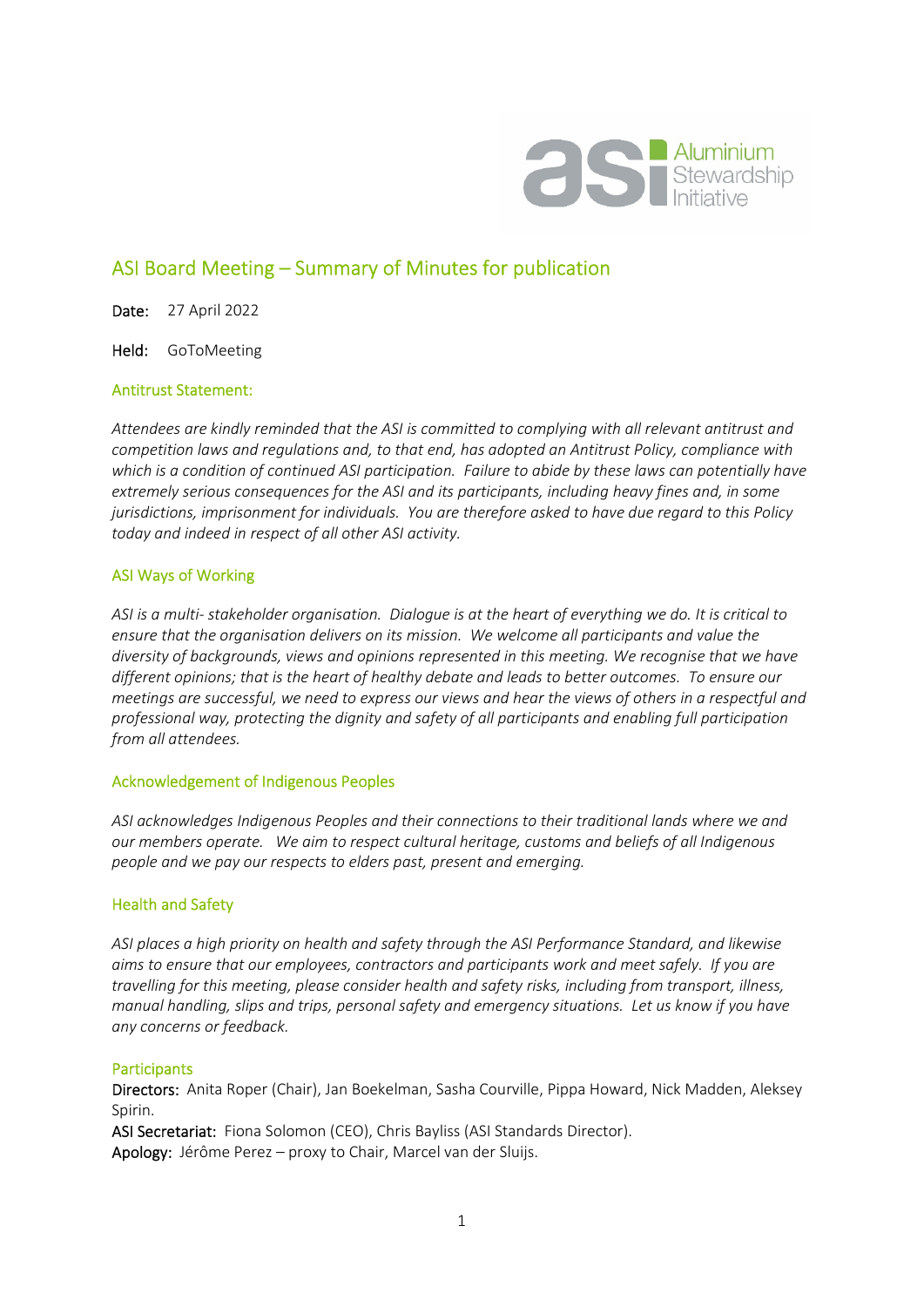# ASI Board Meeting – Summary of Minutes for publication

**Date:** 27 April 2022

**Held:** GoToMeeting

## Antitrust Statement:

*Attendees are kindly reminded that the ASI is committed to complying with all relevant antitrust and competition laws and regulations and, to that end, has adopted an Antitrust Policy, compliance with which is a condition of continued ASI participation. Failure to abide by these laws can potentially have extremely serious consequences for the ASI and its participants, including heavy fines and, in some jurisdictions, imprisonment for individuals. You are therefore asked to have due regard to this Policy today and indeed in respect of all other ASI activity.*

## ASI Ways of Working

*ASI is a multi- stakeholder organisation. Dialogue is at the heart of everything we do. It is critical to ensure that the organisation delivers on its mission. We welcome all participants and value the diversity of backgrounds, views and opinions represented in this meeting. We recognise that we have different opinions; that is the heart of healthy debate and leads to better outcomes. To ensure our meetings are successful, we need to express our views and hear the views of others in a respectful and professional way, protecting the dignity and safety of all participants and enabling full participation from all attendees.*

## Acknowledgement of Indigenous Peoples

*ASI acknowledges Indigenous Peoples and their connections to their traditional lands where we and our members operate. We aim to respect cultural heritage, customs and beliefs of all Indigenous people and we pay our respects to elders past, present and emerging.*

## Health and Safety

*ASI places a high priority on health and safety through the ASI Performance Standard, and likewise aims to ensure that our employees, contractors and participants work and meet safely. If you are travelling for this meeting, please consider health and safety risks, including from transport, illness, manual handling, slips and trips, personal safety and emergency situations. Let us know if you have any concerns or feedback.*

## Participants

**Directors:** Anita Roper (Chair), Jan Boekelman, Sasha Courville, Pippa Howard, Nick Madden, Aleksey Spirin.

**ASI Secretariat:** Fiona Solomon (CEO), Chris Bayliss (ASI Standards Director).

**Apology:** Jérôme Perez – proxy to Chair, Marcel van der Sluijs.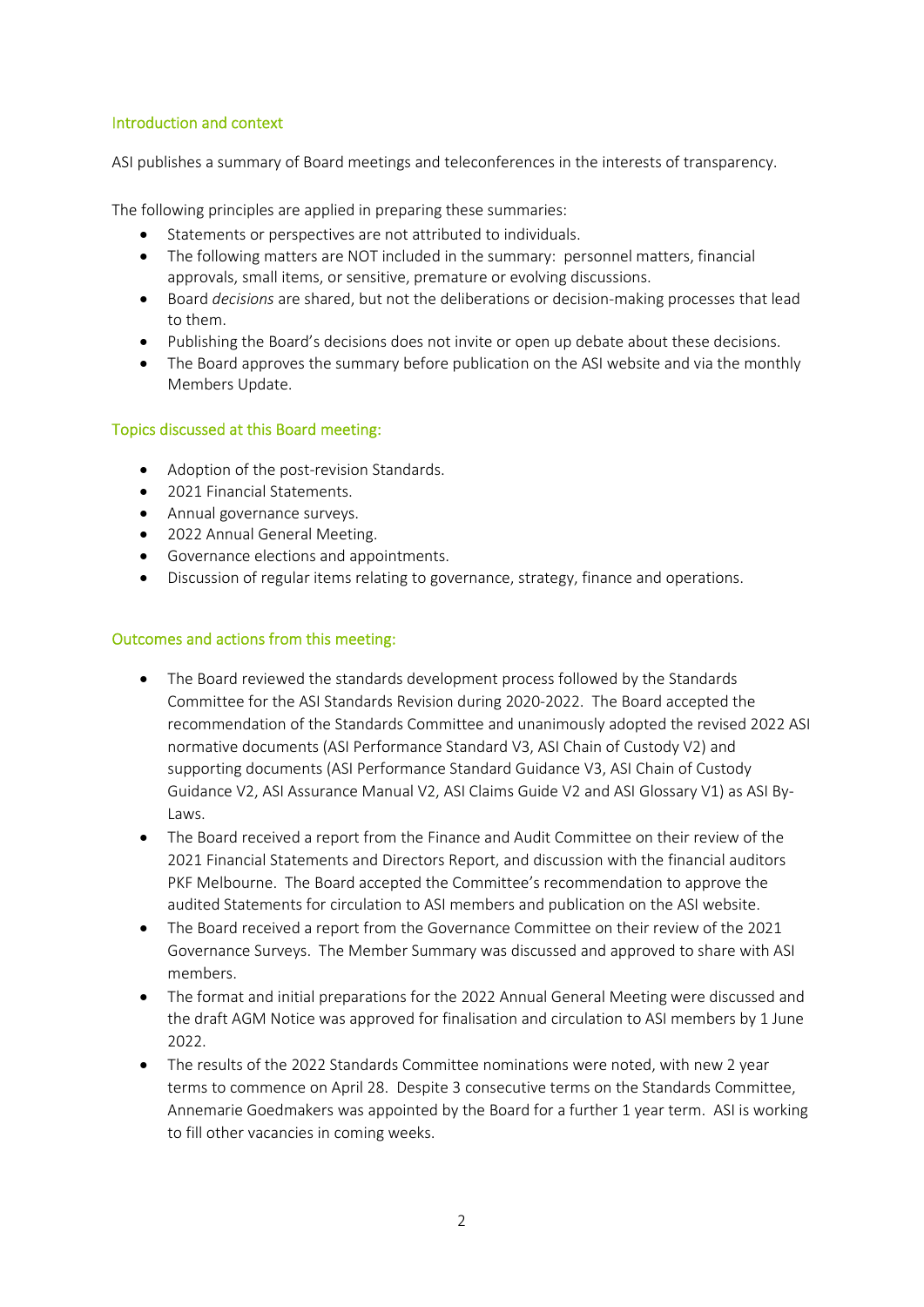## Introduction and context

ASI publishes a summary of Board meetings and teleconferences in the interests of transparency.

The following principles are applied in preparing these summaries:

- Statements or perspectives are not attributed to individuals.
- The following matters are NOT included in the summary: personnel matters, financial approvals, small items, or sensitive, premature or evolving discussions.
- Board *decisions* are shared, but not the deliberations or decision-making processes that lead to them.
- Publishing the Board's decisions does not invite or open up debate about these decisions.
- The Board approves the summary before publication on the ASI website and via the monthly Members Update.

## Topics discussed at this Board meeting:

- Adoption of the post-revision Standards.
- 2021 Financial Statements.
- Annual governance surveys.
- 2022 Annual General Meeting.
- Governance elections and appointments.
- Discussion of regular items relating to governance, strategy, finance and operations.

## Outcomes and actions from this meeting:

- The Board reviewed the standards development process followed by the Standards Committee for the ASI Standards Revision during 2020-2022. The Board accepted the recommendation of the Standards Committee and unanimously adopted the revised 2022 ASI normative documents (ASI Performance Standard V3, ASI Chain of Custody V2) and supporting documents (ASI Performance Standard Guidance V3, ASI Chain of Custody Guidance V2, ASI Assurance Manual V2, ASI Claims Guide V2 and ASI Glossary V1) as ASI By-Laws.
- The Board received a report from the Finance and Audit Committee on their review of the 2021 Financial Statements and Directors Report, and discussion with the financial auditors PKF Melbourne. The Board accepted the Committee's recommendation to approve the audited Statements for circulation to ASI members and publication on the ASI website.
- The Board received a report from the Governance Committee on their review of the 2021 Governance Surveys. The Member Summary was discussed and approved to share with ASI members.
- The format and initial preparations for the 2022 Annual General Meeting were discussed and the draft AGM Notice was approved for finalisation and circulation to ASI members by 1 June 2022.
- The results of the 2022 Standards Committee nominations were noted, with new 2 year terms to commence on April 28. Despite 3 consecutive terms on the Standards Committee, Annemarie Goedmakers was appointed by the Board for a further 1 year term. ASI is working to fill other vacancies in coming weeks.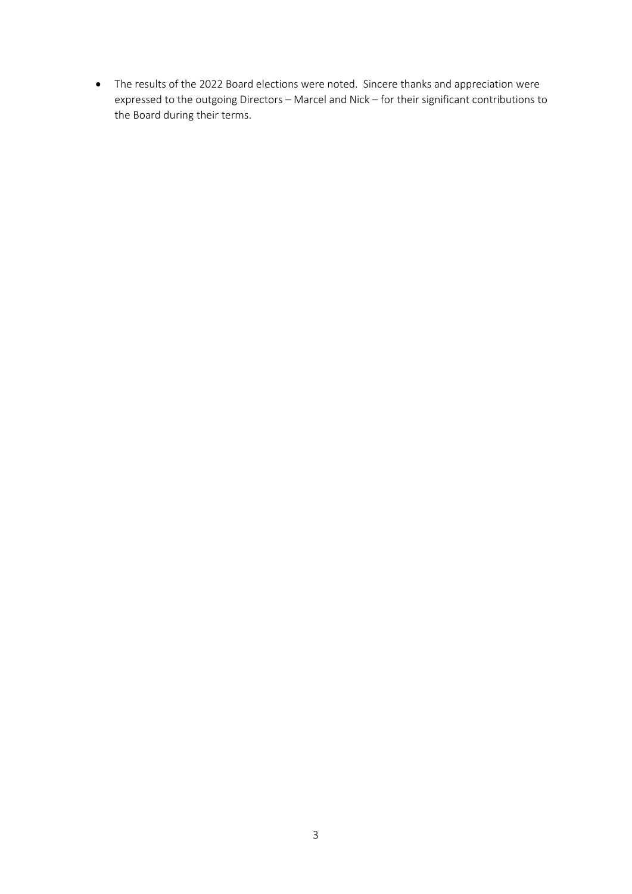- The results of the 2022 Board elections were noted. Sincere thanks and appreciation were expressed to the outgoing Directors – Marcel and Nick – for their significant contributions to the Board during their terms.